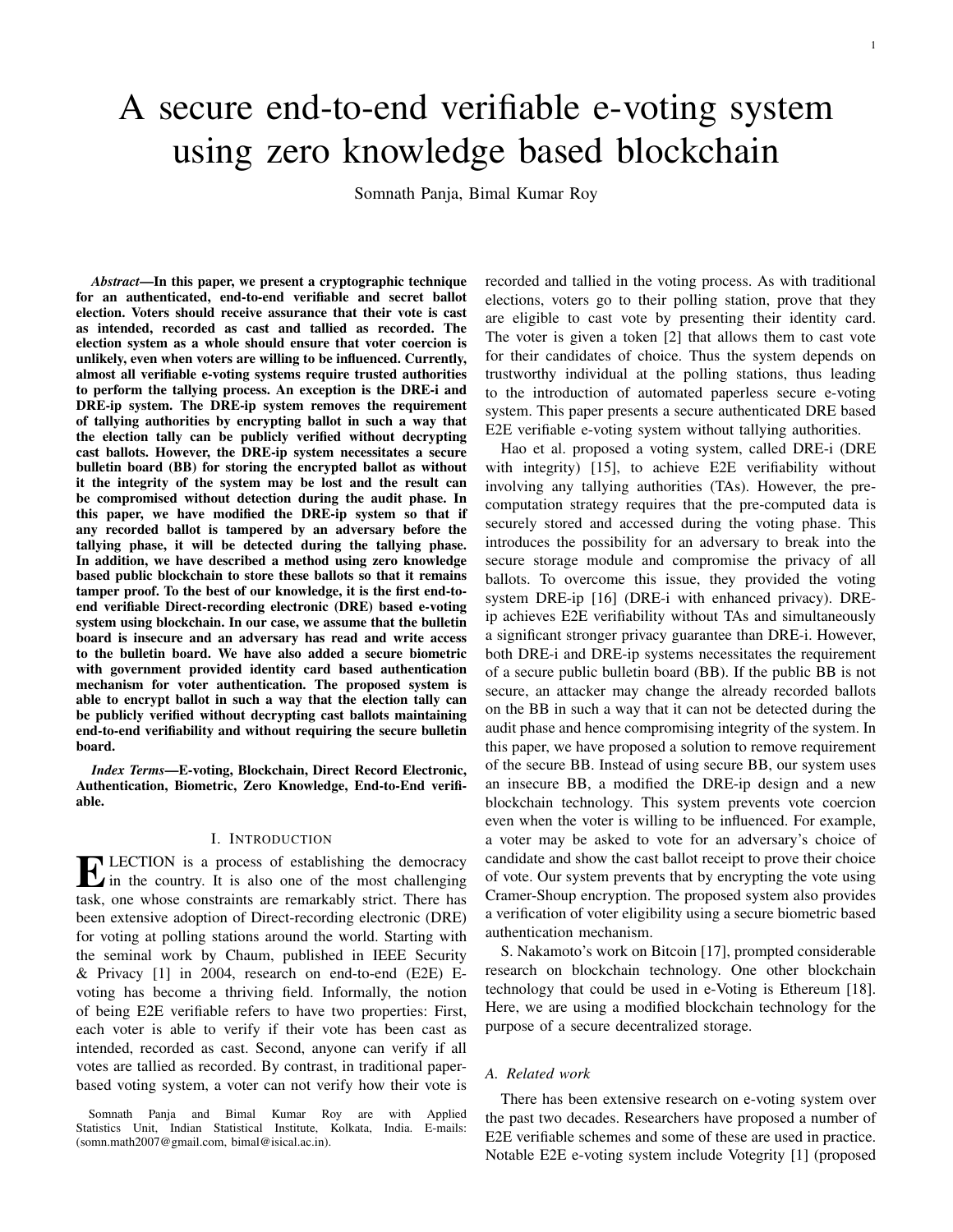# A secure end-to-end verifiable e-voting system using zero knowledge based blockchain

Somnath Panja, Bimal Kumar Roy

***Abstract*—In this paper, we present a cryptographic technique for an authenticated, end-to-end verifiable and secret ballot election. Voters should receive assurance that their vote is cast as intended, recorded as cast and tallied as recorded. The election system as a whole should ensure that voter coercion is unlikely, even when voters are willing to be influenced. Currently, almost all verifiable e-voting systems require trusted authorities to perform the tallying process. An exception is the DRE-i and DRE-ip system. The DRE-ip system removes the requirement of tallying authorities by encrypting ballot in such a way that the election tally can be publicly verified without decrypting cast ballots. However, the DRE-ip system necessitates a secure bulletin board (BB) for storing the encrypted ballot as without it the integrity of the system may be lost and the result can be compromised without detection during the audit phase. In this paper, we have modified the DRE-ip system so that if any recorded ballot is tampered by an adversary before the tallying phase, it will be detected during the tallying phase. In addition, we have described a method using zero knowledge based public blockchain to store these ballots so that it remains tamper proof. To the best of our knowledge, it is the first end-to-end verifiable Direct-recording electronic (DRE) based e-voting system using blockchain. In our case, we assume that the bulletin board is insecure and an adversary has read and write access to the bulletin board. We have also added a secure biometric with government provided identity card based authentication mechanism for voter authentication. The proposed system is able to encrypt ballot in such a way that the election tally can be publicly verified without decrypting cast ballots maintaining end-to-end verifiability and without requiring the secure bulletin board.**

***Index Terms*—E-voting, Blockchain, Direct Record Electronic, Authentication, Biometric, Zero Knowledge, End-to-End verifiable.**

## I. Introduction

ELECTION is a process of establishing the democracy in the country. It is also one of the most challenging task, one whose constraints are remarkably strict. There has been extensive adoption of Direct-recording electronic (DRE) for voting at polling stations around the world. Starting with the seminal work by Chaum, published in IEEE Security & Privacy [1] in 2004, research on end-to-end (E2E) E-voting has become a thriving field. Informally, the notion of being E2E verifiable refers to have two properties: First, each voter is able to verify if their vote has been cast as intended, recorded as cast. Second, anyone can verify if all votes are tallied as recorded. By contrast, in traditional paper-based voting system, a voter can not verify how their vote is recorded and tallied in the voting process. As with traditional elections, voters go to their polling station, prove that they are eligible to cast vote by presenting their identity card. The voter is given a token [2] that allows them to cast vote for their candidates of choice. Thus the system depends on trustworthy individual at the polling stations, thus leading to the introduction of automated paperless secure e-voting system. This paper presents a secure authenticated DRE based E2E verifiable e-voting system without tallying authorities.

Hao et al. proposed a voting system, called DRE-i (DRE with integrity) [15], to achieve E2E verifiability without involving any tallying authorities (TAs). However, the pre-computation strategy requires that the pre-computed data is securely stored and accessed during the voting phase. This introduces the possibility for an adversary to break into the secure storage module and compromise the privacy of all ballots. To overcome this issue, they provided the voting system DRE-ip [16] (DRE-i with enhanced privacy). DRE-ip achieves E2E verifiability without TAs and simultaneously a significant stronger privacy guarantee than DRE-i. However, both DRE-i and DRE-ip systems necessitates the requirement of a secure public bulletin board (BB). If the public BB is not secure, an attacker may change the already recorded ballots on the BB in such a way that it can not be detected during the audit phase and hence compromising integrity of the system. In this paper, we have proposed a solution to remove requirement of the secure BB. Instead of using secure BB, our system uses an insecure BB, a modified the DRE-ip design and a new blockchain technology. This system prevents vote coercion even when the voter is willing to be influenced. For example, a voter may be asked to vote for an adversary's choice of candidate and show the cast ballot receipt to prove their choice of vote. Our system prevents that by encrypting the vote using Cramer-Shoup encryption. The proposed system also provides a verification of voter eligibility using a secure biometric based authentication mechanism.

S. Nakamoto's work on Bitcoin [17], prompted considerable research on blockchain technology. One other blockchain technology that could be used in e-Voting is Ethereum [18]. Here, we are using a modified blockchain technology for the purpose of a secure decentralized storage.

### A. Related work

There has been extensive research on e-voting system over the past two decades. Researchers have proposed a number of E2E verifiable schemes and some of these are used in practice. Notable E2E e-voting system include Votegrity [1] (proposed

Somnath Panja and Bimal Kumar Roy are with Applied Statistics Unit, Indian Statistical Institute, Kolkata, India. E-mails: (somn.math2007@gmail.com, bimal@isical.ac.in).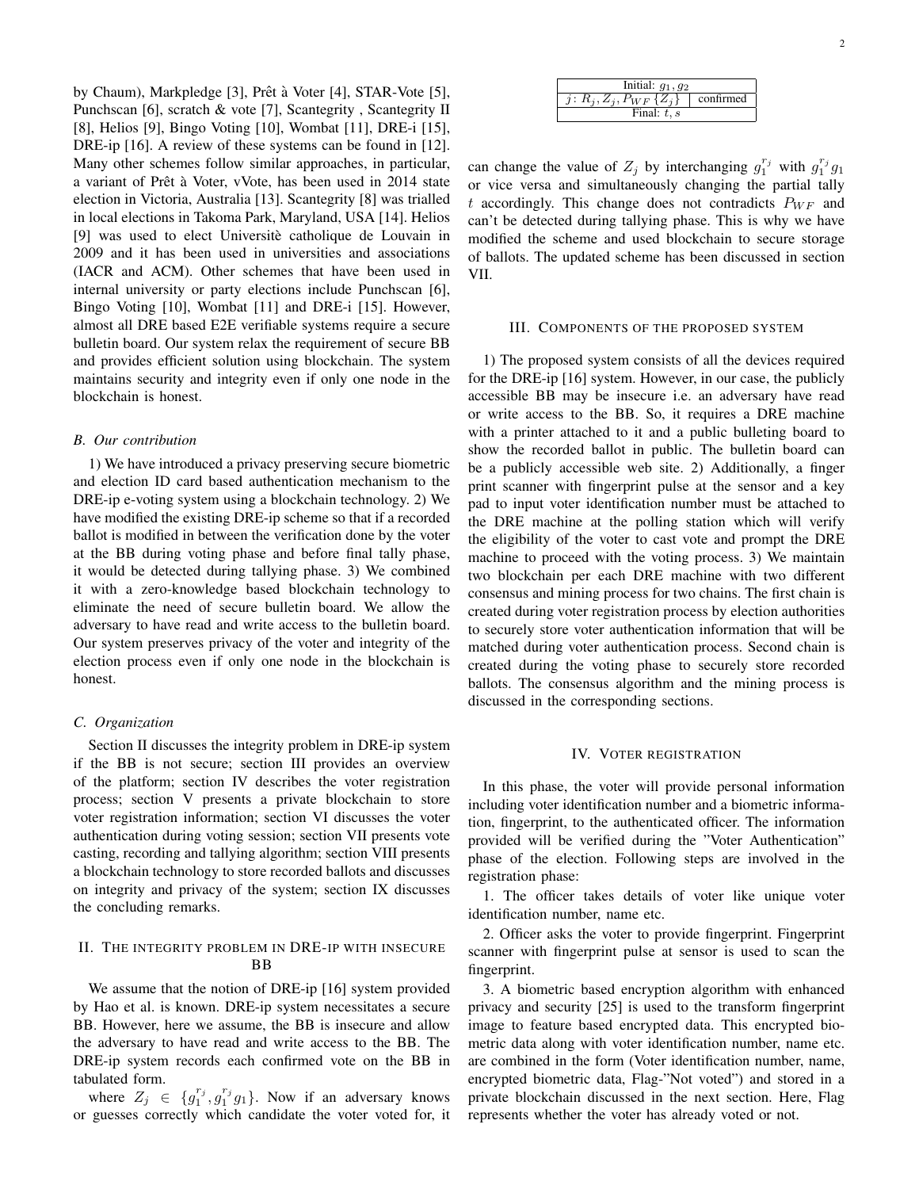by Chaum), Markpledge [3], Prêt à Voter [4], STAR-Vote [5], Punchscan [6], scratch & vote [7], Scantegrity , Scantegrity II [8], Helios [9], Bingo Voting [10], Wombat [11], DRE-i [15], DRE-ip [16]. A review of these systems can be found in [12]. Many other schemes follow similar approaches, in particular, a variant of Prêt à Voter, vVote, has been used in 2014 state election in Victoria, Australia [13]. Scantegrity [8] was trialled in local elections in Takoma Park, Maryland, USA [14]. Helios [9] was used to elect Universitè catholique de Louvain in 2009 and it has been used in universities and associations (IACR and ACM). Other schemes that have been used in internal university or party elections include Punchscan [6], Bingo Voting [10], Wombat [11] and DRE-i [15]. However, almost all DRE based E2E verifiable systems require a secure bulletin board. Our system relax the requirement of secure BB and provides efficient solution using blockchain. The system maintains security and integrity even if only one node in the blockchain is honest.

### *B. Our contribution*

1) We have introduced a privacy preserving secure biometric and election ID card based authentication mechanism to the DRE-ip e-voting system using a blockchain technology. 2) We have modified the existing DRE-ip scheme so that if a recorded ballot is modified in between the verification done by the voter at the BB during voting phase and before final tally phase, it would be detected during tallying phase. 3) We combined it with a zero-knowledge based blockchain technology to eliminate the need of secure bulletin board. We allow the adversary to have read and write access to the bulletin board. Our system preserves privacy of the voter and integrity of the election process even if only one node in the blockchain is honest.

### *C. Organization*

Section II discusses the integrity problem in DRE-ip system if the BB is not secure; section III provides an overview of the platform; section IV describes the voter registration process; section V presents a private blockchain to store voter registration information; section VI discusses the voter authentication during voting session; section VII presents vote casting, recording and tallying algorithm; section VIII presents a blockchain technology to store recorded ballots and discusses on integrity and privacy of the system; section IX discusses the concluding remarks.

## II. The integrity problem in DRE-ip with insecure BB

We assume that the notion of DRE-ip [16] system provided by Hao et al. is known. DRE-ip system necessitates a secure BB. However, here we assume, the BB is insecure and allow the adversary to have read and write access to the BB. The DRE-ip system records each confirmed vote on the BB in tabulated form.

| Initial: $g_1, g_2$ | |
|---|---|
| $j: R_j, Z_j, P_{WF}\{Z_j\}$ | confirmed |
| Final: $t, s$ | |

where $Z_j \in \{g_1^{r_j}, g_1^{r_j} g_1\}$. Now if an adversary knows or guesses correctly which candidate the voter voted for, it can change the value of $Z_j$ by interchanging $g_1^{r_j}$ with $g_1^{r_j} g_1$ or vice versa and simultaneously changing the partial tally $t$ accordingly. This change does not contradicts $P_{WF}$ and can't be detected during tallying phase. This is why we have modified the scheme and used blockchain to secure storage of ballots. The updated scheme has been discussed in section VII.

## III. Components of the proposed system

1) The proposed system consists of all the devices required for the DRE-ip [16] system. However, in our case, the publicly accessible BB may be insecure i.e. an adversary have read or write access to the BB. So, it requires a DRE machine with a printer attached to it and a public bulleting board to show the recorded ballot in public. The bulletin board can be a publicly accessible web site. 2) Additionally, a finger print scanner with fingerprint pulse at the sensor and a key pad to input voter identification number must be attached to the DRE machine at the polling station which will verify the eligibility of the voter to cast vote and prompt the DRE machine to proceed with the voting process. 3) We maintain two blockchain per each DRE machine with two different consensus and mining process for two chains. The first chain is created during voter registration process by election authorities to securely store voter authentication information that will be matched during voter authentication process. Second chain is created during the voting phase to securely store recorded ballots. The consensus algorithm and the mining process is discussed in the corresponding sections.

## IV. Voter registration

In this phase, the voter will provide personal information including voter identification number and a biometric information, fingerprint, to the authenticated officer. The information provided will be verified during the "Voter Authentication" phase of the election. Following steps are involved in the registration phase:

1. The officer takes details of voter like unique voter identification number, name etc.

2. Officer asks the voter to provide fingerprint. Fingerprint scanner with fingerprint pulse at sensor is used to scan the fingerprint.

3. A biometric based encryption algorithm with enhanced privacy and security [25] is used to the transform fingerprint image to feature based encrypted data. This encrypted biometric data along with voter identification number, name etc. are combined in the form (Voter identification number, name, encrypted biometric data, Flag-"Not voted") and stored in a private blockchain discussed in the next section. Here, Flag represents whether the voter has already voted or not.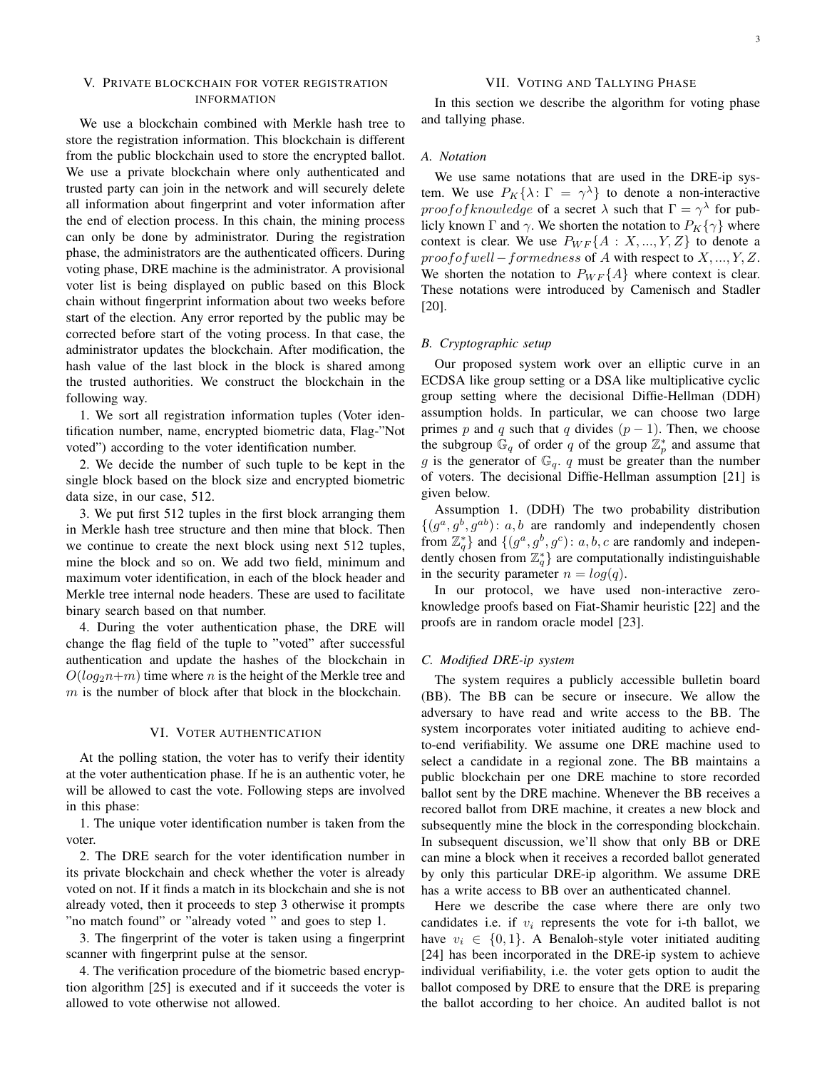## V. Private blockchain for voter registration information

We use a blockchain combined with Merkle hash tree to store the registration information. This blockchain is different from the public blockchain used to store the encrypted ballot. We use a private blockchain where only authenticated and trusted party can join in the network and will securely delete all information about fingerprint and voter information after the end of election process. In this chain, the mining process can only be done by administrator. During the registration phase, the administrators are the authenticated officers. During voting phase, DRE machine is the administrator. A provisional voter list is being displayed on public based on this Block chain without fingerprint information about two weeks before start of the election. Any error reported by the public may be corrected before start of the voting process. In that case, the administrator updates the blockchain. After modification, the hash value of the last block in the block is shared among the trusted authorities. We construct the blockchain in the following way.

1. We sort all registration information tuples (Voter identification number, name, encrypted biometric data, Flag-"Not voted") according to the voter identification number.

2. We decide the number of such tuple to be kept in the single block based on the block size and encrypted biometric data size, in our case, 512.

3. We put first 512 tuples in the first block arranging them in Merkle hash tree structure and then mine that block. Then we continue to create the next block using next 512 tuples, mine the block and so on. We add two field, minimum and maximum voter identification, in each of the block header and Merkle tree internal node headers. These are used to facilitate binary search based on that number.

4. During the voter authentication phase, the DRE will change the flag field of the tuple to "voted" after successful authentication and update the hashes of the blockchain in $O(log_2 n + m)$ time where $n$ is the height of the Merkle tree and $m$ is the number of block after that block in the blockchain.

## VI. Voter authentication

At the polling station, the voter has to verify their identity at the voter authentication phase. If he is an authentic voter, he will be allowed to cast the vote. Following steps are involved in this phase:

1. The unique voter identification number is taken from the voter.

2. The DRE search for the voter identification number in its private blockchain and check whether the voter is already voted on not. If it finds a match in its blockchain and she is not already voted, then it proceeds to step 3 otherwise it prompts "no match found" or "already voted " and goes to step 1.

3. The fingerprint of the voter is taken using a fingerprint scanner with fingerprint pulse at the sensor.

4. The verification procedure of the biometric based encryption algorithm [25] is executed and if it succeeds the voter is allowed to vote otherwise not allowed.

## VII. Voting and Tallying Phase

In this section we describe the algorithm for voting phase and tallying phase.

### A. Notation

We use same notations that are used in the DRE-ip system. We use $P_K\{\lambda \colon \Gamma = \gamma^{\lambda}\}$ to denote a non-interactive $proof of knowledge$ of a secret $\lambda$ such that $\Gamma = \gamma^{\lambda}$ for publicly known $\Gamma$ and $\gamma$. We shorten the notation to $P_K\{\gamma\}$ where context is clear. We use $P_{WF}\{A : X, ..., Y, Z\}$ to denote a $proof of well-formedness$ of $A$ with respect to $X, ..., Y, Z$. We shorten the notation to $P_{WF}\{A\}$ where context is clear. These notations were introduced by Camenisch and Stadler [20].

### B. Cryptographic setup

Our proposed system work over an elliptic curve in an ECDSA like group setting or a DSA like multiplicative cyclic group setting where the decisional Diffie-Hellman (DDH) assumption holds. In particular, we can choose two large primes $p$ and $q$ such that $q$ divides $(p-1)$. Then, we choose the subgroup $\mathbb{G}_q$ of order $q$ of the group $\mathbb{Z}_p^*$ and assume that $g$ is the generator of $\mathbb{G}_q$. $q$ must be greater than the number of voters. The decisional Diffie-Hellman assumption [21] is given below.

Assumption 1. (DDH) The two probability distribution $\{(g^a, g^b, g^{ab}) \colon a, b$ are randomly and independently chosen from $\mathbb{Z}_q^*\}$ and $\{(g^a, g^b, g^c) \colon a, b, c$ are randomly and independently chosen from $\mathbb{Z}_q^*\}$ are computationally indistinguishable in the security parameter $n = log(q)$.

In our protocol, we have used non-interactive zero-knowledge proofs based on Fiat-Shamir heuristic [22] and the proofs are in random oracle model [23].

### C. Modified DRE-ip system

The system requires a publicly accessible bulletin board (BB). The BB can be secure or insecure. We allow the adversary to have read and write access to the BB. The system incorporates voter initiated auditing to achieve end-to-end verifiability. We assume one DRE machine used to select a candidate in a regional zone. The BB maintains a public blockchain per one DRE machine to store recorded ballot sent by the DRE machine. Whenever the BB receives a recored ballot from DRE machine, it creates a new block and subsequently mine the block in the corresponding blockchain. In subsequent discussion, we'll show that only BB or DRE can mine a block when it receives a recorded ballot generated by only this particular DRE-ip algorithm. We assume DRE has a write access to BB over an authenticated channel.

Here we describe the case where there are only two candidates i.e. if $v_i$ represents the vote for i-th ballot, we have $v_i \in \{0, 1\}$. A Benaloh-style voter initiated auditing [24] has been incorporated in the DRE-ip system to achieve individual verifiability, i.e. the voter gets option to audit the ballot composed by DRE to ensure that the DRE is preparing the ballot according to her choice. An audited ballot is not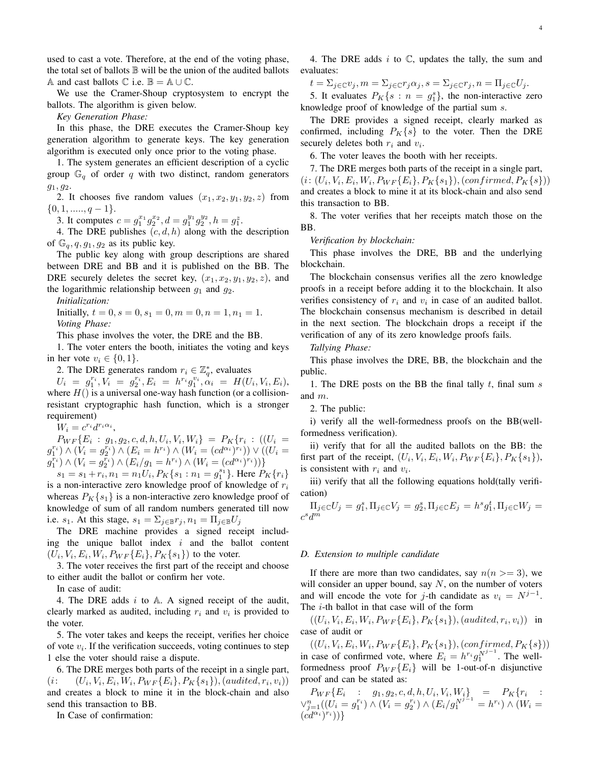used to cast a vote. Therefore, at the end of the voting phase, the total set of ballots $\mathbb{B}$ will be the union of the audited ballots $\mathbb{A}$ and cast ballots $\mathbb{C}$ i.e. $\mathbb{B} = \mathbb{A} \cup \mathbb{C}$.

We use the Cramer-Shoup cryptosystem to encrypt the ballots. The algorithm is given below.

*Key Generation Phase:*

In this phase, the DRE executes the Cramer-Shoup key generation algorithm to generate keys. The key generation algorithm is executed only once prior to the voting phase.

1. The system generates an efficient description of a cyclic group $\mathbb{G}_q$ of order $q$ with two distinct, random generators $g_1, g_2$.

2. It chooses five random values $(x_1, x_2, y_1, y_2, z)$ from $\{0, 1, ....., q-1\}$.

3. It computes $c = g_1^{x_1} g_2^{x_2}, d = g_1^{y_1} g_2^{y_2}, h = g_1^z$.

4. The DRE publishes $(c, d, h)$ along with the description of $\mathbb{G}_q, q, g_1, g_2$ as its public key.

The public key along with group descriptions are shared between DRE and BB and it is published on the BB. The DRE securely deletes the secret key, $(x_1, x_2, y_1, y_2, z)$, and the logarithmic relationship between $g_1$ and $g_2$.

*Initialization:*

Initially, $t = 0, s = 0, s_1 = 0, m = 0, n = 1, n_1 = 1$.

*Voting Phase:*

This phase involves the voter, the DRE and the BB.

1. The voter enters the booth, initiates the voting and keys in her vote $v_i \in \{0, 1\}$.

2. The DRE generates random $r_i \in \mathbb{Z}_q^*$, evaluates

$U_i = g_1^{r_i}, V_i = g_2^{r_i}, E_i = h^{r_i} g_1^{v_i}, \alpha_i = H(U_i, V_i, E_i)$, where $H()$ is a universal one-way hash function (or a collision-resistant cryptographic hash function, which is a stronger requirement)

$W_i = c^{r_i} d^{r_i \alpha_i}$,

$P_{WF}\{E_i : g_1, g_2, c, d, h, U_i, V_i, W_i\} = P_K\{r_i : ((U_i = g_1^{r_i}) \wedge (V_i = g_2^{r_i}) \wedge (E_i = h^{r_i}) \wedge (W_i = (cd^{\alpha_i})^{r_i})) \vee ((U_i = g_1^{r_i}) \wedge (V_i = g_2^{r_i}) \wedge (E_i/g_1 = h^{r_i}) \wedge (W_i = (cd^{\alpha_i})^{r_i}))\}$

$s_1 = s_1 + r_i, n_1 = n_1 U_i, P_K\{s_1 : n_1 = g_1^{s_1}\}$. Here $P_K\{r_i\}$ is a non-interactive zero knowledge proof of knowledge of $r_i$ whereas $P_K\{s_1\}$ is a non-interactive zero knowledge proof of knowledge of sum of all random numbers generated till now i.e. $s_1$. At this stage, $s_1 = \Sigma_{j \in \mathbb{B}} r_j, n_1 = \Pi_{j \in \mathbb{B}} U_j$

The DRE machine provides a signed receipt including the unique ballot index $i$ and the ballot content $(U_i, V_i, E_i, W_i, P_{WF}\{E_i\}, P_K\{s_1\})$ to the voter.

3. The voter receives the first part of the receipt and choose to either audit the ballot or confirm her vote.

In case of audit:

4. The DRE adds $i$ to $\mathbb{A}$. A signed receipt of the audit, clearly marked as audited, including $r_i$ and $v_i$ is provided to the voter.

5. The voter takes and keeps the receipt, verifies her choice of vote $v_i$. If the verification succeeds, voting continues to step 1 else the voter should raise a dispute.

6. The DRE merges both parts of the receipt in a single part, $(i\colon \ (U_i, V_i, E_i, W_i, P_{WF}\{E_i\}, P_K\{s_1\}), (audited, r_i, v_i))$ and creates a block to mine it in the block-chain and also send this transaction to BB.

In Case of confirmation:

4. The DRE adds $i$ to $\mathbb{C}$, updates the tally, the sum and evaluates:

$t = \Sigma_{j \in \mathbb{C}} v_j, m = \Sigma_{j \in \mathbb{C}} r_j \alpha_j, s = \Sigma_{j \in \mathbb{C}} r_j, n = \Pi_{j \in \mathbb{C}} U_j$.

5. It evaluates $P_K\{s : n = g_1^s\}$, the non-interactive zero knowledge proof of knowledge of the partial sum $s$.

The DRE provides a signed receipt, clearly marked as confirmed, including $P_K\{s\}$ to the voter. Then the DRE securely deletes both $r_i$ and $v_i$.

6. The voter leaves the booth with her receipts.

7. The DRE merges both parts of the receipt in a single part, $(i\colon (U_i, V_i, E_i, W_i, P_{WF}\{E_i\}, P_K\{s_1\}), (confirmed, P_K\{s\}))$ and creates a block to mine it at its block-chain and also send this transaction to BB.

8. The voter verifies that her receipts match those on the BB.

*Verification by blockchain:*

This phase involves the DRE, BB and the underlying blockchain.

The blockchain consensus verifies all the zero knowledge proofs in a receipt before adding it to the blockchain. It also verifies consistency of $r_i$ and $v_i$ in case of an audited ballot. The blockchain consensus mechanism is described in detail in the next section. The blockchain drops a receipt if the verification of any of its zero knowledge proofs fails.

*Tallying Phase:*

This phase involves the DRE, BB, the blockchain and the public.

1. The DRE posts on the BB the final tally $t$, final sum $s$ and $m$.

2. The public:

i) verify all the well-formedness proofs on the BB(well-formedness verification).

ii) verify that for all the audited ballots on the BB: the first part of the receipt, $(U_i, V_i, E_i, W_i, P_{WF}\{E_i\}, P_K\{s_1\})$, is consistent with $r_i$ and $v_i$.

iii) verify that all the following equations hold(tally verification)

$\Pi_{j \in \mathbb{C}} U_j = g_1^s, \Pi_{j \in \mathbb{C}} V_j = g_2^s, \Pi_{j \in \mathbb{C}} E_j = h^s g_1^t, \Pi_{j \in \mathbb{C}} W_j = c^s d^m$

### D. Extension to multiple candidate

If there are more than two candidates, say $n (n >= 3)$, we will consider an upper bound, say $N$, on the number of voters and will encode the vote for $j$-th candidate as $v_i = N^{j-1}$. The $i$-th ballot in that case will of the form

$((U_i, V_i, E_i, W_i, P_{WF}\{E_i\}, P_K\{s_1\}), (audited, r_i, v_i))$ in case of audit or

$((U_i, V_i, E_i, W_i, P_{WF}\{E_i\}, P_K\{s_1\}), (confirmed, P_K\{s\}))$ in case of confirmed vote, where $E_i = h^{r_i} g_1^{N^{j-1}}$. The well-formedness proof $P_{WF}\{E_i\}$ will be 1-out-of-n disjunctive proof and can be stated as:

$P_{WF}\{E_i : g_1, g_2, c, d, h, U_i, V_i, W_i\} = P_K\{r_i : \vee_{j=1}^{n}((U_i = g_1^{r_i}) \wedge (V_i = g_2^{r_i}) \wedge (E_i/g_1^{N^{j-1}} = h^{r_i}) \wedge (W_i = (cd^{\alpha_i})^{r_i}))\}$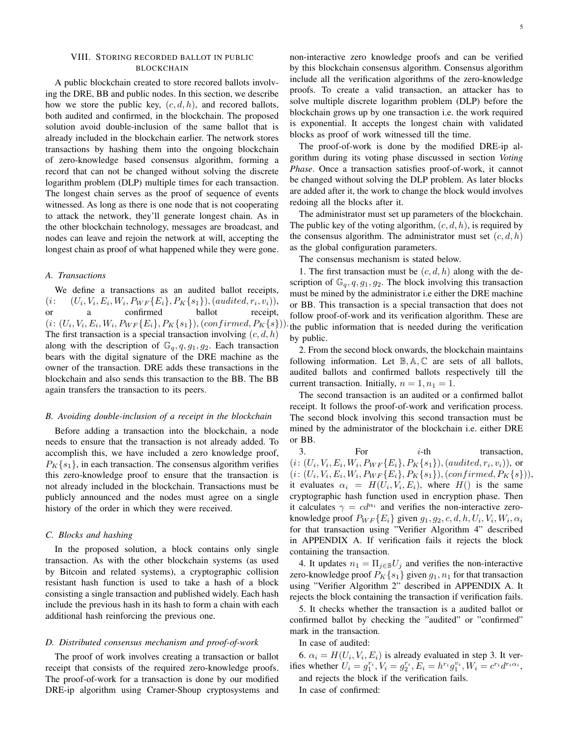## VIII. Storing recorded ballot in public blockchain

A public blockchain created to store recored ballots involving the DRE, BB and public nodes. In this section, we describe how we store the public key, $(c, d, h)$, and recored ballots, both audited and confirmed, in the blockchain. The proposed solution avoid double-inclusion of the same ballot that is already included in the blockchain earlier. The network stores transactions by hashing them into the ongoing blockchain of zero-knowledge based consensus algorithm, forming a record that can not be changed without solving the discrete logarithm problem (DLP) multiple times for each transaction. The longest chain serves as the proof of sequence of events witnessed. As long as there is one node that is not cooperating to attack the network, they'll generate longest chain. As in the other blockchain technology, messages are broadcast, and nodes can leave and rejoin the network at will, accepting the longest chain as proof of what happened while they were gone.

### A. Transactions

We define a transactions as an audited ballot receipts, $(i\colon \ (U_i, V_i, E_i, W_i, P_{WF}\{E_i\}, P_K\{s_1\}), (audited, r_i, v_i))$, or a confirmed ballot receipt, $(i\colon (U_i, V_i, E_i, W_i, P_{WF}\{E_i\}, P_K\{s_1\}), (confirmed, P_K\{s\}))$. The first transaction is a special transaction involving $(c, d, h)$ along with the description of $\mathbb{G}_q, q, g_1, g_2$. Each transaction bears with the digital signature of the DRE machine as the owner of the transaction. DRE adds these transactions in the blockchain and also sends this transaction to the BB. The BB again transfers the transaction to its peers.

### B. Avoiding double-inclusion of a receipt in the blockchain

Before adding a transaction into the blockchain, a node needs to ensure that the transaction is not already added. To accomplish this, we have included a zero knowledge proof, $P_K\{s_1\}$, in each transaction. The consensus algorithm verifies this zero-knowledge proof to ensure that the transaction is not already included in the blockchain. Transactions must be publicly announced and the nodes must agree on a single history of the order in which they were received.

### C. Blocks and hashing

In the proposed solution, a block contains only single transaction. As with the other blockchain systems (as used by Bitcoin and related systems), a cryptographic collision resistant hash function is used to take a hash of a block consisting a single transaction and published widely. Each hash include the previous hash in its hash to form a chain with each additional hash reinforcing the previous one.

### D. Distributed consensus mechanism and proof-of-work

The proof of work involves creating a transaction or ballot receipt that consists of the required zero-knowledge proofs. The proof-of-work for a transaction is done by our modified DRE-ip algorithm using Cramer-Shoup cryptosystems and non-interactive zero knowledge proofs and can be verified by this blockchain consensus algorithm. Consensus algorithm include all the verification algorithms of the zero-knowledge proofs. To create a valid transaction, an attacker has to solve multiple discrete logarithm problem (DLP) before the blockchain grows up by one transaction i.e. the work required is exponential. It accepts the longest chain with validated blocks as proof of work witnessed till the time.

The proof-of-work is done by the modified DRE-ip algorithm during its voting phase discussed in section *Voting Phase*. Once a transaction satisfies proof-of-work, it cannot be changed without solving the DLP problem. As later blocks are added after it, the work to change the block would involves redoing all the blocks after it.

The administrator must set up parameters of the blockchain. The public key of the voting algorithm, $(c, d, h)$, is required by the consensus algorithm. The administrator must set $(c, d, h)$ as the global configuration parameters.

The consensus mechanism is stated below.

1. The first transaction must be $(c, d, h)$ along with the description of $\mathbb{G}_q, q, g_1, g_2$. The block involving this transaction must be mined by the administrator i.e either the DRE machine or BB. This transaction is a special transaction that does not follow proof-of-work and its verification algorithm. These are the public information that is needed during the verification by public.

2. From the second block onwards, the blockchain maintains following information. Let $\mathbb{B}, \mathbb{A}, \mathbb{C}$ are sets of all ballots, audited ballots and confirmed ballots respectively till the current transaction. Initially, $n = 1, n_1 = 1$.

The second transaction is an audited or a confirmed ballot receipt. It follows the proof-of-work and verification process. The second block involving this second transaction must be mined by the administrator of the blockchain i.e. either DRE or BB.

3. For $i$-th transaction, $(i\colon (U_i, V_i, E_i, W_i, P_{WF}\{E_i\}, P_K\{s_1\}), (audited, r_i, v_i))$, or $(i\colon (U_i, V_i, E_i, W_i, P_{WF}\{E_i\}, P_K\{s_1\}), (confirmed, P_K\{s\}))$, it evaluates $\alpha_i = H(U_i, V_i, E_i)$, where $H()$ is the same cryptographic hash function used in encryption phase. Then it calculates $\gamma = cd^{\alpha_i}$ and verifies the non-interactive zero-knowledge proof $P_{WF}\{E_i\}$ given $g_1, g_2, c, d, h, U_i, V_i, W_i, \alpha_i$ for that transaction using "Verifier Algorithm 4" described in APPENDIX A. If verification fails it rejects the block containing the transaction.

4. It updates $n_1 = \Pi_{j \in \mathbb{B}} U_j$ and verifies the non-interactive zero-knowledge proof $P_K\{s_1\}$ given $g_1, n_1$ for that transaction using "Verifier Algorithm 2" described in APPENDIX A. It rejects the block containing the transaction if verification fails.

5. It checks whether the transaction is a audited ballot or confirmed ballot by checking the "audited" or "confirmed" mark in the transaction.

In case of audited:

6. $\alpha_i = H(U_i, V_i, E_i)$ is already evaluated in step 3. It verifies whether $U_i = g_1^{r_i}, V_i = g_2^{r_i}, E_i = h^{r_i} g_1^{v_i}, W_i = c^{r_i} d^{r_i \alpha_i}$, and rejects the block if the verification fails.

In case of confirmed: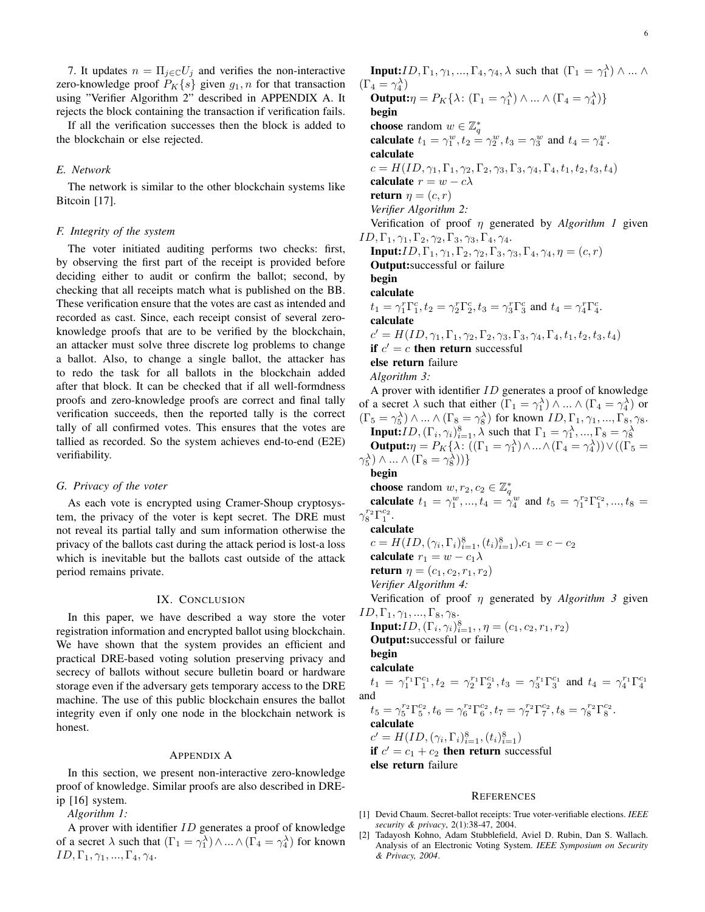7. It updates $n = \Pi_{j\in\mathbb{C}}U_j$ and verifies the non-interactive zero-knowledge proof $P_K\{s\}$ given $g_1, n$ for that transaction using "Verifier Algorithm 2" described in APPENDIX A. It rejects the block containing the transaction if verification fails.

If all the verification successes then the block is added to the blockchain or else rejected.

### E. Network

The network is similar to the other blockchain systems like Bitcoin [17].

### F. Integrity of the system

The voter initiated auditing performs two checks: first, by observing the first part of the receipt is provided before deciding either to audit or confirm the ballot; second, by checking that all receipts match what is published on the BB. These verification ensure that the votes are cast as intended and recorded as cast. Since, each receipt consist of several zero-knowledge proofs that are to be verified by the blockchain, an attacker must solve three discrete log problems to change a ballot. Also, to change a single ballot, the attacker has to redo the task for all ballots in the blockchain added after that block. It can be checked that if all well-formdness proofs and zero-knowledge proofs are correct and final tally verification succeeds, then the reported tally is the correct tally of all confirmed votes. This ensures that the votes are tallied as recorded. So the system achieves end-to-end (E2E) verifiability.

### G. Privacy of the voter

As each vote is encrypted using Cramer-Shoup cryptosystem, the privacy of the voter is kept secret. The DRE must not reveal its partial tally and sum information otherwise the privacy of the ballots cast during the attack period is lost-a loss which is inevitable but the ballots cast outside of the attack period remains private.

## IX. Conclusion

In this paper, we have described a way store the voter registration information and encrypted ballot using blockchain. We have shown that the system provides an efficient and practical DRE-based voting solution preserving privacy and secrecy of ballots without secure bulletin board or hardware storage even if the adversary gets temporary access to the DRE machine. The use of this public blockchain ensures the ballot integrity even if only one node in the blockchain network is honest.

## Appendix A

In this section, we present non-interactive zero-knowledge proof of knowledge. Similar proofs are also described in DRE-ip [16] system.

*Algorithm 1:*

A prover with identifier $ID$ generates a proof of knowledge of a secret $\lambda$ such that $(\Gamma_1 = \gamma_1^\lambda) \wedge ... \wedge (\Gamma_4 = \gamma_4^\lambda)$ for known $ID, \Gamma_1, \gamma_1, ..., \Gamma_4, \gamma_4$.

**Input:** $ID, \Gamma_1, \gamma_1, ..., \Gamma_4, \gamma_4, \lambda$ such that $(\Gamma_1 = \gamma_1^\lambda) \wedge ... \wedge (\Gamma_4 = \gamma_4^\lambda)$
**Output:** $\eta = P_K\{\lambda\text{: } (\Gamma_1 = \gamma_1^\lambda) \wedge ... \wedge (\Gamma_4 = \gamma_4^\lambda)\}$
**begin**
**choose** random $w \in \mathbb{Z}_q^*$
**calculate** $t_1 = \gamma_1^w, t_2 = \gamma_2^w, t_3 = \gamma_3^w$ and $t_4 = \gamma_4^w$.
**calculate**
$c = H(ID, \gamma_1, \Gamma_1, \gamma_2, \Gamma_2, \gamma_3, \Gamma_3, \gamma_4, \Gamma_4, t_1, t_2, t_3, t_4)$
**calculate** $r = w - c\lambda$
**return** $\eta = (c, r)$

*Verifier Algorithm 2:*

Verification of proof $\eta$ generated by *Algorithm 1* given $ID, \Gamma_1, \gamma_1, \Gamma_2, \gamma_2, \Gamma_3, \gamma_3, \Gamma_4, \gamma_4$.

**Input:** $ID, \Gamma_1, \gamma_1, \Gamma_2, \gamma_2, \Gamma_3, \gamma_3, \Gamma_4, \gamma_4, \eta = (c, r)$
**Output:** successful or failure
**begin**
**calculate**
$t_1 = \gamma_1^r\Gamma_1^c, t_2 = \gamma_2^r\Gamma_2^c, t_3 = \gamma_3^r\Gamma_3^c$ and $t_4 = \gamma_4^r\Gamma_4^c$.
**calculate**
$c' = H(ID, \gamma_1, \Gamma_1, \gamma_2, \Gamma_2, \gamma_3, \Gamma_3, \gamma_4, \Gamma_4, t_1, t_2, t_3, t_4)$
**if** $c' = c$ **then return** successful
**else return** failure

*Algorithm 3:*

A prover with identifier $ID$ generates a proof of knowledge of a secret $\lambda$ such that either $(\Gamma_1 = \gamma_1^\lambda) \wedge ... \wedge (\Gamma_4 = \gamma_4^\lambda)$ or $(\Gamma_5 = \gamma_5^\lambda) \wedge ... \wedge (\Gamma_8 = \gamma_8^\lambda)$ for known $ID, \Gamma_1, \gamma_1, ..., \Gamma_8, \gamma_8$.

**Input:** $ID, (\Gamma_i, \gamma_i)_{i=1}^8, \lambda$ such that $\Gamma_1 = \gamma_1^\lambda, ..., \Gamma_8 = \gamma_8^\lambda$
**Output:** $\eta = P_K\{\lambda\text{: } ((\Gamma_1 = \gamma_1^\lambda) \wedge ... \wedge (\Gamma_4 = \gamma_4^\lambda)) \vee ((\Gamma_5 = \gamma_5^\lambda) \wedge ... \wedge (\Gamma_8 = \gamma_8^\lambda))\}$
**begin**
**choose** random $w, r_2, c_2 \in \mathbb{Z}_q^*$
**calculate** $t_1 = \gamma_1^w, ..., t_4 = \gamma_4^w$ and $t_5 = \gamma_1^{r_2}\Gamma_1^{c_2}, ..., t_8 = \gamma_8^{r_2}\Gamma_1^{c_2}$.
**calculate**
$c = H(ID, (\gamma_i, \Gamma_i)_{i=1}^8, (t_i)_{i=1}^8)$, $c_1 = c - c_2$
**calculate** $r_1 = w - c_1\lambda$
**return** $\eta = (c_1, c_2, r_1, r_2)$

*Verifier Algorithm 4:*

Verification of proof $\eta$ generated by *Algorithm 3* given $ID, \Gamma_1, \gamma_1, ..., \Gamma_8, \gamma_8$.

**Input:** $ID, (\Gamma_i, \gamma_i)_{i=1}^8, , \eta = (c_1, c_2, r_1, r_2)$
**Output:** successful or failure
**begin**
**calculate**
$t_1 = \gamma_1^{r_1}\Gamma_1^{c_1}, t_2 = \gamma_2^{r_1}\Gamma_2^{c_1}, t_3 = \gamma_3^{r_1}\Gamma_3^{c_1}$ and $t_4 = \gamma_4^{r_1}\Gamma_4^{c_1}$ and
$t_5 = \gamma_5^{r_2}\Gamma_5^{c_2}, t_6 = \gamma_6^{r_2}\Gamma_6^{c_2}, t_7 = \gamma_7^{r_2}\Gamma_7^{c_2}, t_8 = \gamma_8^{r_2}\Gamma_8^{c_2}$.
**calculate**
$c' = H(ID, (\gamma_i, \Gamma_i)_{i=1}^8, (t_i)_{i=1}^8)$
**if** $c' = c_1 + c_2$ **then return** successful
**else return** failure

## References

[1] Devid Chaum. Secret-ballot receipts: True voter-verifiable elections. *IEEE security & privacy*, 2(1):38-47, 2004.

[2] Tadayosh Kohno, Adam Stubblefield, Aviel D. Rubin, Dan S. Wallach. Analysis of an Electronic Voting System. *IEEE Symposium on Security & Privacy, 2004*.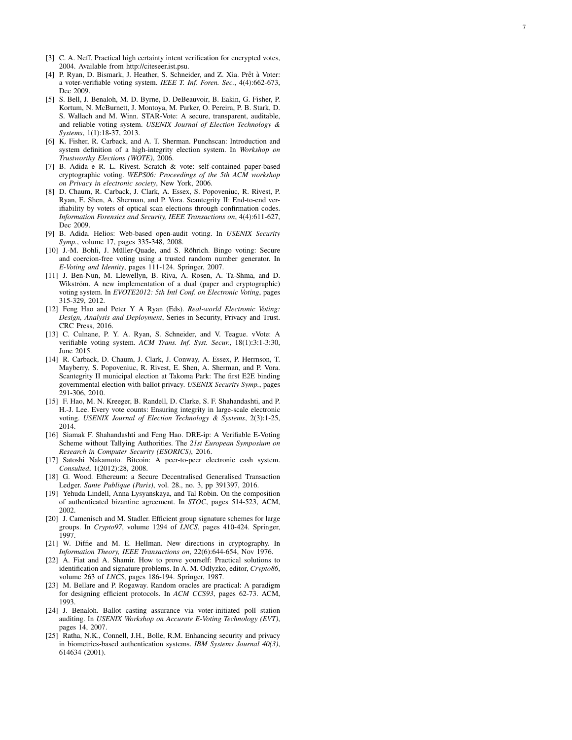[3] C. A. Neff. Practical high certainty intent verification for encrypted votes, 2004. Available from http://citeseer.ist.psu.

[4] P. Ryan, D. Bismark, J. Heather, S. Schneider, and Z. Xia. Prêt à Voter: a voter-verifiable voting system. *IEEE T. Inf. Foren. Sec.*, 4(4):662-673, Dec 2009.

[5] S. Bell, J. Benaloh, M. D. Byrne, D. DeBeauvoir, B. Eakin, G. Fisher, P. Kortum, N. McBurnett, J. Montoya, M. Parker, O. Pereira, P. B. Stark, D. S. Wallach and M. Winn. STAR-Vote: A secure, transparent, auditable, and reliable voting system. *USENIX Journal of Election Technology & Systems*, 1(1):18-37, 2013.

[6] K. Fisher, R. Carback, and A. T. Sherman. Punchscan: Introduction and system definition of a high-integrity election system. In *Workshop on Trustworthy Elections (WOTE)*, 2006.

[7] B. Adida e R. L. Rivest. Scratch & vote: self-contained paper-based cryptographic voting. *WEPS06: Proceedings of the 5th ACM workshop on Privacy in electronic society*, New York, 2006.

[8] D. Chaum, R. Carback, J. Clark, A. Essex, S. Popoveniuc, R. Rivest, P. Ryan, E. Shen, A. Sherman, and P. Vora. Scantegrity II: End-to-end verifiability by voters of optical scan elections through confirmation codes. *Information Forensics and Security, IEEE Transactions on*, 4(4):611-627, Dec 2009.

[9] B. Adida. Helios: Web-based open-audit voting. In *USENIX Security Symp.*, volume 17, pages 335-348, 2008.

[10] J.-M. Bohli, J. Müller-Quade, and S. Röhrich. Bingo voting: Secure and coercion-free voting using a trusted random number generator. In *E-Voting and Identity*, pages 111-124. Springer, 2007.

[11] J. Ben-Nun, M. Llewellyn, B. Riva, A. Rosen, A. Ta-Shma, and D. Wikström. A new implementation of a dual (paper and cryptographic) voting system. In *EVOTE2012: 5th Intl Conf. on Electronic Voting*, pages 315-329, 2012.

[12] Feng Hao and Peter Y A Ryan (Eds). *Real-world Electronic Voting: Design, Analysis and Deployment*, Series in Security, Privacy and Trust. CRC Press, 2016.

[13] C. Culnane, P. Y. A. Ryan, S. Schneider, and V. Teague. vVote: A verifiable voting system. *ACM Trans. Inf. Syst. Secur.*, 18(1):3:1-3:30, June 2015.

[14] R. Carback, D. Chaum, J. Clark, J. Conway, A. Essex, P. Herrnson, T. Mayberry, S. Popoveniuc, R. Rivest, E. Shen, A. Sherman, and P. Vora. Scantegrity II municipal election at Takoma Park: The first E2E binding governmental election with ballot privacy. *USENIX Security Symp.*, pages 291-306, 2010.

[15] F. Hao, M. N. Kreeger, B. Randell, D. Clarke, S. F. Shahandashti, and P. H.-J. Lee. Every vote counts: Ensuring integrity in large-scale electronic voting. *USENIX Journal of Election Technology & Systems*, 2(3):1-25, 2014.

[16] Siamak F. Shahandashti and Feng Hao. DRE-ip: A Verifiable E-Voting Scheme without Tallying Authorities. The *21st European Symposium on Research in Computer Security (ESORICS)*, 2016.

[17] Satoshi Nakamoto. Bitcoin: A peer-to-peer electronic cash system. *Consulted*, 1(2012):28, 2008.

[18] G. Wood. Ethereum: a Secure Decentralised Generalised Transaction Ledger. *Sante Publique (Paris)*, vol. 28., no. 3, pp 391397, 2016.

[19] Yehuda Lindell, Anna Lysyanskaya, and Tal Robin. On the composition of authenticated bizantine agreement. In *STOC*, pages 514-523, ACM, 2002.

[20] J. Camenisch and M. Stadler. Efficient group signature schemes for large groups. In *Crypto97*, volume 1294 of *LNCS*, pages 410-424. Springer, 1997.

[21] W. Diffie and M. E. Hellman. New directions in cryptography. In *Information Theory, IEEE Transactions on*, 22(6):644-654, Nov 1976.

[22] A. Fiat and A. Shamir. How to prove yourself: Practical solutions to identification and signature problems. In A. M. Odlyzko, editor, *Crypto86*, volume 263 of *LNCS*, pages 186-194. Springer, 1987.

[23] M. Bellare and P. Rogaway. Random oracles are practical: A paradigm for designing efficient protocols. In *ACM CCS93*, pages 62-73. ACM, 1993.

[24] J. Benaloh. Ballot casting assurance via voter-initiated poll station auditing. In *USENIX Workshop on Accurate E-Voting Technology (EVT)*, pages 14, 2007.

[25] Ratha, N.K., Connell, J.H., Bolle, R.M. Enhancing security and privacy in biometrics-based authentication systems. *IBM Systems Journal 40(3)*, 614634 (2001).